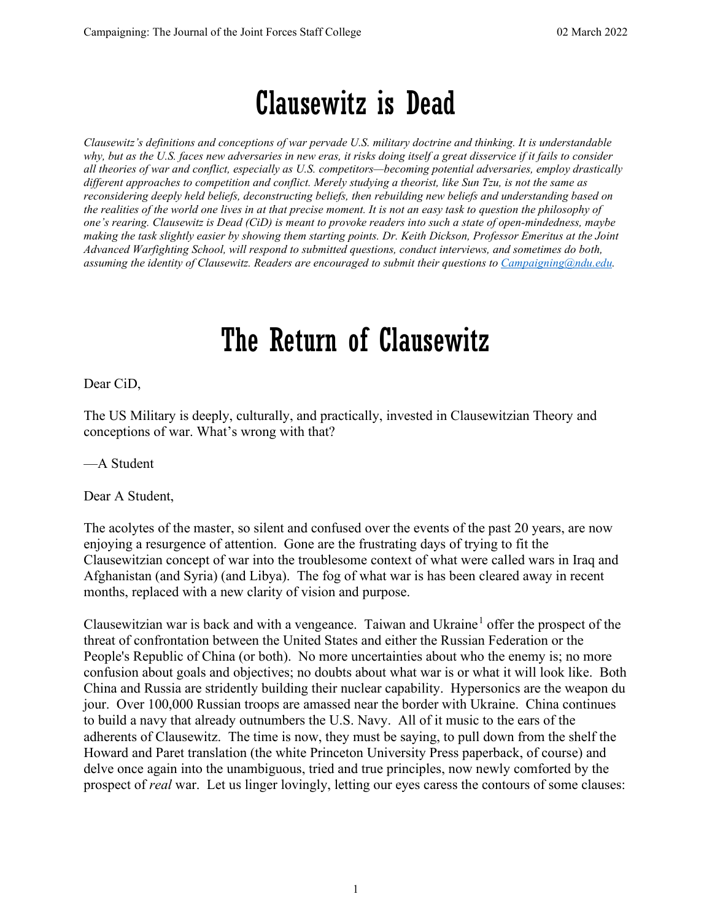# Clausewitz is Dead

*Clausewitz's definitions and conceptions of war pervade U.S. military doctrine and thinking. It is understandable why, but as the U.S. faces new adversaries in new eras, it risks doing itself a great disservice if it fails to consider all theories of war and conflict, especially as U.S. competitors—becoming potential adversaries, employ drastically different approaches to competition and conflict. Merely studying a theorist, like Sun Tzu, is not the same as reconsidering deeply held beliefs, deconstructing beliefs, then rebuilding new beliefs and understanding based on the realities of the world one lives in at that precise moment. It is not an easy task to question the philosophy of one's rearing. Clausewitz is Dead (CiD) is meant to provoke readers into such a state of open-mindedness, maybe making the task slightly easier by showing them starting points. Dr. Keith Dickson, Professor Emeritus at the Joint Advanced Warfighting School, will respond to submitted questions, conduct interviews, and sometimes do both, assuming the identity of Clausewitz. Readers are encouraged to submit their questions to [Campaigning@ndu.edu](mailto:Campaigning@ndu.edu).*

# The Return of Clausewitz

Dear CiD,

The US Military is deeply, culturally, and practically, invested in Clausewitzian Theory and conceptions of war. What's wrong with that?

—A Student

Dear A Student,

The acolytes of the master, so silent and confused over the events of the past 20 years, are now enjoying a resurgence of attention. Gone are the frustrating days of trying to fit the Clausewitzian concept of war into the troublesome context of what were called wars in Iraq and Afghanistan (and Syria) (and Libya). The fog of what war is has been cleared away in recent months, replaced with a new clarity of vision and purpose.

Clausewitzian war is back and with a vengeance. Taiwan and Ukraine[1] offer the prospect of the threat of confrontation between the United States and either the Russian Federation or the People's Republic of China (or both). No more uncertainties about who the enemy is; no more confusion about goals and objectives; no doubts about what war is or what it will look like. Both China and Russia are stridently building their nuclear capability. Hypersonics are the weapon du jour. Over 100,000 Russian troops are amassed near the border with Ukraine. China continues to build a navy that already outnumbers the U.S. Navy. All of it music to the ears of the adherents of Clausewitz. The time is now, they must be saying, to pull down from the shelf the Howard and Paret translation (the white Princeton University Press paperback, of course) and delve once again into the unambiguous, tried and true principles, now newly comforted by the prospect of *real* war. Let us linger lovingly, letting our eyes caress the contours of some clauses: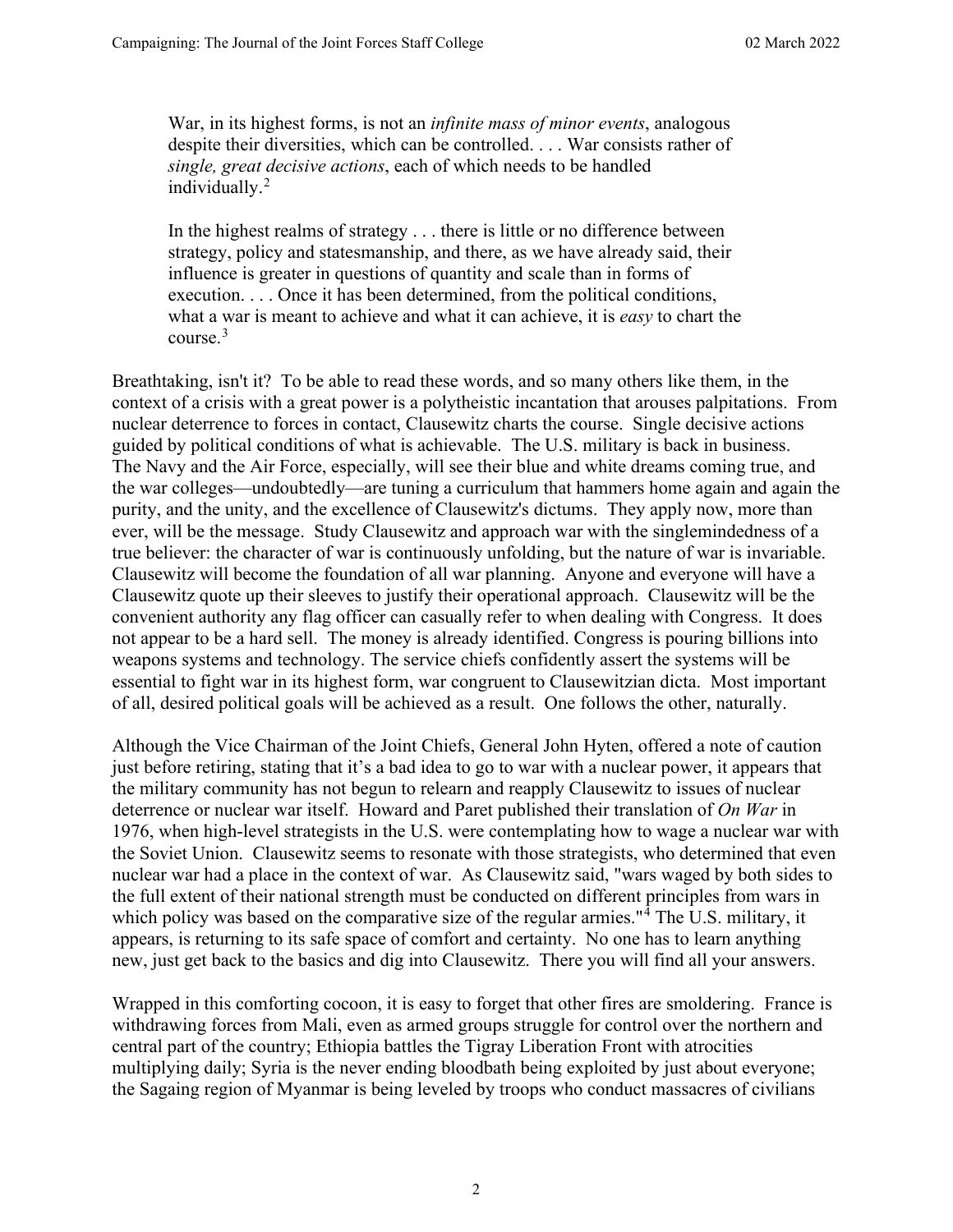> War, in its highest forms, is not an *infinite mass of minor events*, analogous despite their diversities, which can be controlled. . . . War consists rather of *single, great decisive actions*, each of which needs to be handled individually.[2]

> In the highest realms of strategy . . . there is little or no difference between strategy, policy and statesmanship, and there, as we have already said, their influence is greater in questions of quantity and scale than in forms of execution. . . . Once it has been determined, from the political conditions, what a war is meant to achieve and what it can achieve, it is *easy* to chart the course.[3]

Breathtaking, isn't it? To be able to read these words, and so many others like them, in the context of a crisis with a great power is a polytheistic incantation that arouses palpitations. From nuclear deterrence to forces in contact, Clausewitz charts the course. Single decisive actions guided by political conditions of what is achievable. The U.S. military is back in business. The Navy and the Air Force, especially, will see their blue and white dreams coming true, and the war colleges—undoubtedly—are tuning a curriculum that hammers home again and again the purity, and the unity, and the excellence of Clausewitz's dictums. They apply now, more than ever, will be the message. Study Clausewitz and approach war with the singlemindedness of a true believer: the character of war is continuously unfolding, but the nature of war is invariable. Clausewitz will become the foundation of all war planning. Anyone and everyone will have a Clausewitz quote up their sleeves to justify their operational approach. Clausewitz will be the convenient authority any flag officer can casually refer to when dealing with Congress. It does not appear to be a hard sell. The money is already identified. Congress is pouring billions into weapons systems and technology. The service chiefs confidently assert the systems will be essential to fight war in its highest form, war congruent to Clausewitzian dicta. Most important of all, desired political goals will be achieved as a result. One follows the other, naturally.

Although the Vice Chairman of the Joint Chiefs, General John Hyten, offered a note of caution just before retiring, stating that it's a bad idea to go to war with a nuclear power, it appears that the military community has not begun to relearn and reapply Clausewitz to issues of nuclear deterrence or nuclear war itself. Howard and Paret published their translation of *On War* in 1976, when high-level strategists in the U.S. were contemplating how to wage a nuclear war with the Soviet Union. Clausewitz seems to resonate with those strategists, who determined that even nuclear war had a place in the context of war. As Clausewitz said, "wars waged by both sides to the full extent of their national strength must be conducted on different principles from wars in which policy was based on the comparative size of the regular armies."[4] The U.S. military, it appears, is returning to its safe space of comfort and certainty. No one has to learn anything new, just get back to the basics and dig into Clausewitz. There you will find all your answers.

Wrapped in this comforting cocoon, it is easy to forget that other fires are smoldering. France is withdrawing forces from Mali, even as armed groups struggle for control over the northern and central part of the country; Ethiopia battles the Tigray Liberation Front with atrocities multiplying daily; Syria is the never ending bloodbath being exploited by just about everyone; the Sagaing region of Myanmar is being leveled by troops who conduct massacres of civilians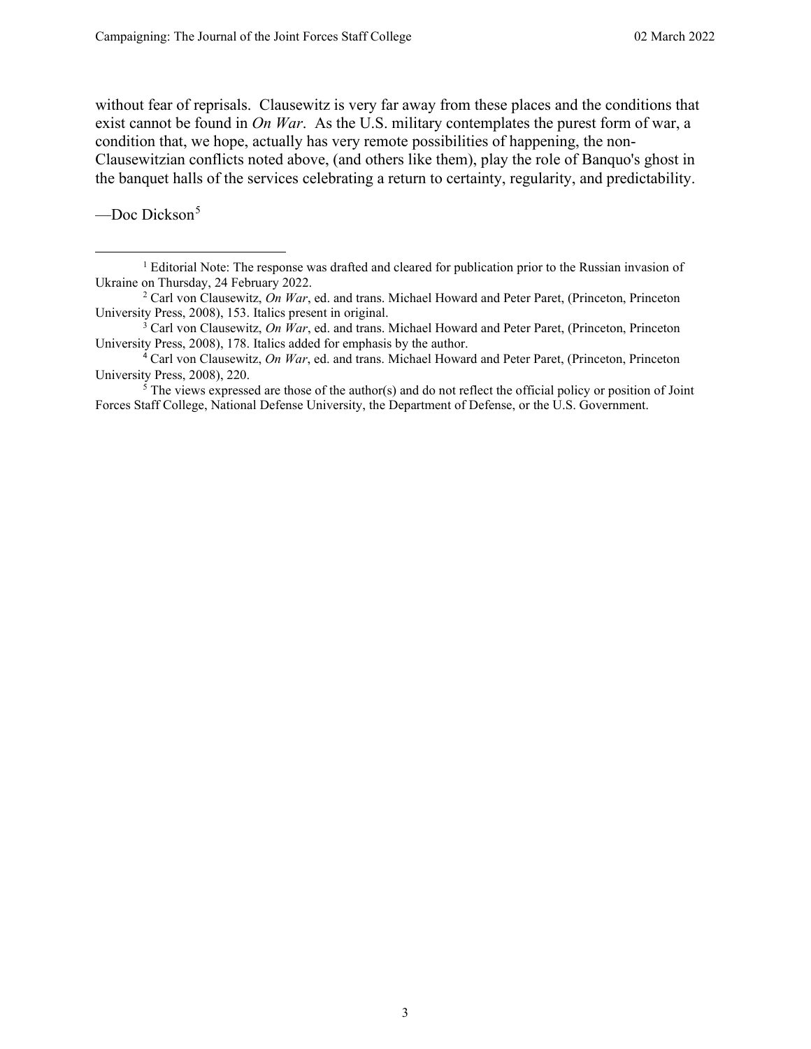without fear of reprisals. Clausewitz is very far away from these places and the conditions that exist cannot be found in *On War*. As the U.S. military contemplates the purest form of war, a condition that, we hope, actually has very remote possibilities of happening, the non-Clausewitzian conflicts noted above, (and others like them), play the role of Banquo's ghost in the banquet halls of the services celebrating a return to certainty, regularity, and predictability.

—Doc Dickson[5]

---

[1] Editorial Note: The response was drafted and cleared for publication prior to the Russian invasion of Ukraine on Thursday, 24 February 2022.

[2] Carl von Clausewitz, *On War*, ed. and trans. Michael Howard and Peter Paret, (Princeton, Princeton University Press, 2008), 153. Italics present in original.

[3] Carl von Clausewitz, *On War*, ed. and trans. Michael Howard and Peter Paret, (Princeton, Princeton University Press, 2008), 178. Italics added for emphasis by the author.

[4] Carl von Clausewitz, *On War*, ed. and trans. Michael Howard and Peter Paret, (Princeton, Princeton University Press, 2008), 220.

[5] The views expressed are those of the author(s) and do not reflect the official policy or position of Joint Forces Staff College, National Defense University, the Department of Defense, or the U.S. Government.